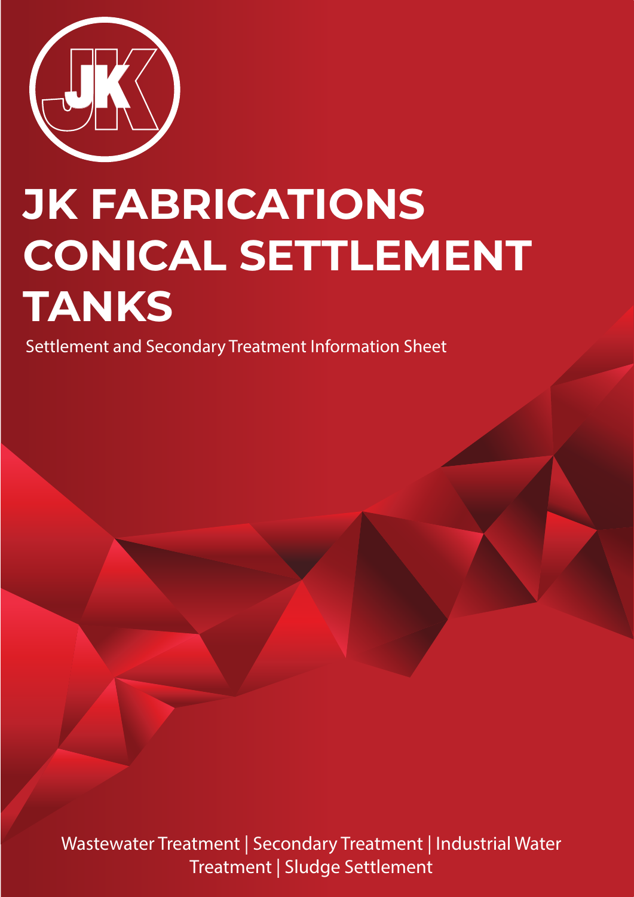# JK FABRICATIONS CONICAL SETTLEMENT TANKS

Settlement and Secondary Treatment Information Sheet

Wastewater Treatment | Secondary Treatment | Industrial Water Treatment | Sludge Settlement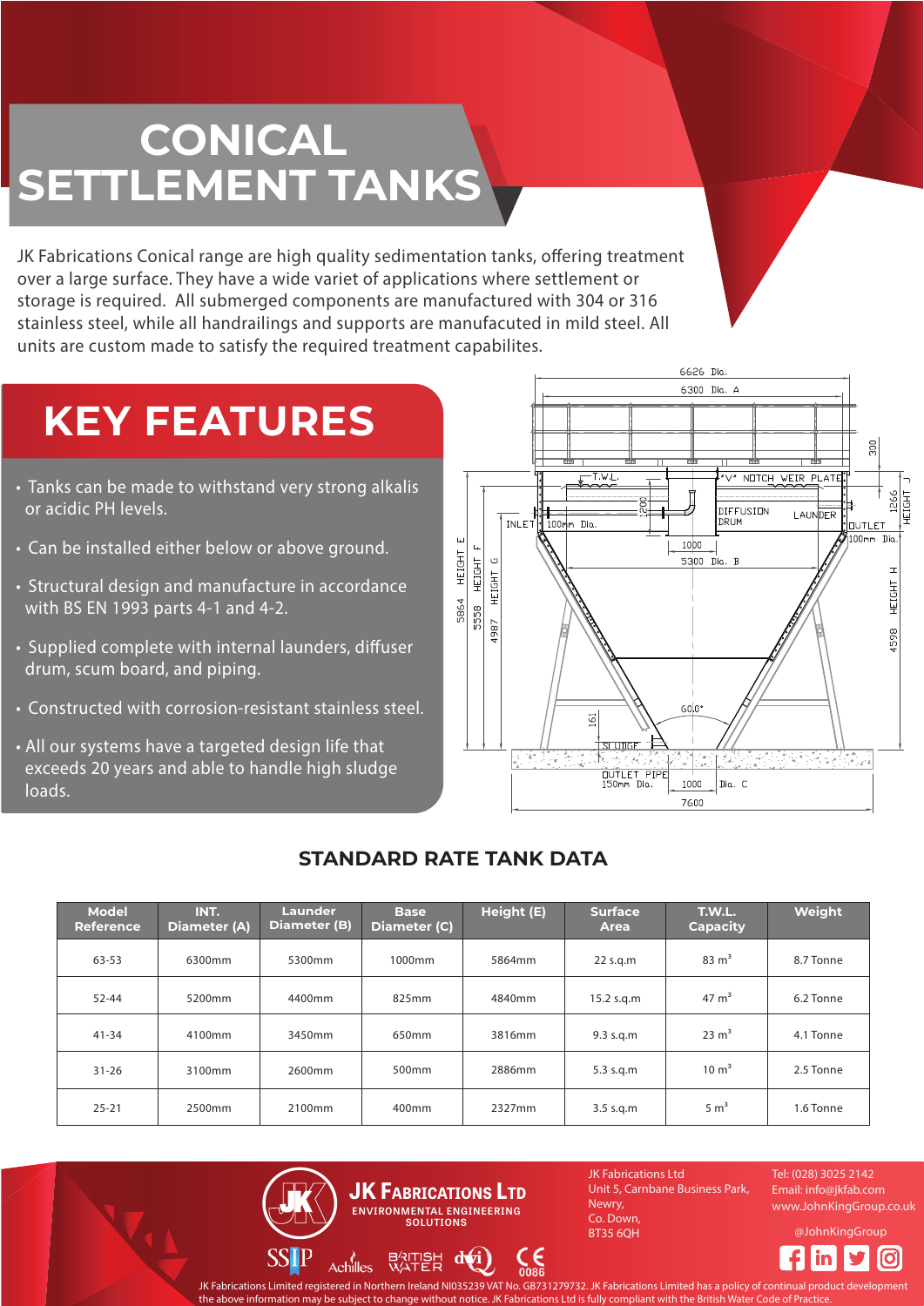# CONICAL SETTLEMENT TANKS

JK Fabrications Conical range are high quality sedimentation tanks, offering treatment over a large surface. They have a wide variet of applications where settlement or storage is required. All submerged components are manufactured with 304 or 316 stainless steel, while all handrailings and supports are manufacuted in mild steel. All units are custom made to satisfy the required treatment capabilites.

## KEY FEATURES

- Tanks can be made to withstand very strong alkalis or acidic PH levels.
- Can be installed either below or above ground.
- Structural design and manufacture in accordance with BS EN 1993 parts 4-1 and 4-2.
- Supplied complete with internal launders, diffuser drum, scum board, and piping.
- Constructed with corrosion-resistant stainless steel.
- All our systems have a targeted design life that exceeds 20 years and able to handle high sludge loads.

6626 Dia.
6300 Dia. A
300
T.W.L.
"V" NOTCH WEIR PLATE
1200
DIFFUSION DRUM
LAUNDER
INLET 100mm Dia.
OUTLET 100mm Dia.
1266 HEIGHT J
1000
5300 Dia. B
5864 HEIGHT E
5558 HEIGHT F
4987 HEIGHT G
4598 HEIGHT H
60.0°
161
SLUDGE
OUTLET PIPE 150mm Dia.
1000
Dia. C
7600

## STANDARD RATE TANK DATA

| Model Reference | INT. Diameter (A) | Launder Diameter (B) | Base Diameter (C) | Height (E) | Surface Area | T.W.L. Capacity | Weight |
|---|---|---|---|---|---|---|---|
| 63-53 | 6300mm | 5300mm | 1000mm | 5864mm | 22 s.q.m | 83 $m^3$ | 8.7 Tonne |
| 52-44 | 5200mm | 4400mm | 825mm | 4840mm | 15.2 s.q.m | 47 $m^3$ | 6.2 Tonne |
| 41-34 | 4100mm | 3450mm | 650mm | 3816mm | 9.3 s.q.m | 23 $m^3$ | 4.1 Tonne |
| 31-26 | 3100mm | 2600mm | 500mm | 2886mm | 5.3 s.q.m | 10 $m^3$ | 2.5 Tonne |
| 25-21 | 2500mm | 2100mm | 400mm | 2327mm | 3.5 s.q.m | 5 $m^3$ | 1.6 Tonne |

**JK FABRICATIONS LTD**
ENVIRONMENTAL ENGINEERING SOLUTIONS

JK Fabrications Ltd
Unit 5, Carnbane Business Park,
Newry,
Co. Down,
BT35 6QH

Tel: (028) 3025 2142
Email: info@jkfab.com
www.JohnKingGroup.co.uk

@JohnKingGroup

JK Fabrications Limited registered in Northern Ireland NI035239 VAT No. GB731279732. JK Fabrications Limited has a policy of continual product development the above information may be subject to change without notice. JK Fabrications Ltd is fully compliant with the British Water Code of Practice.